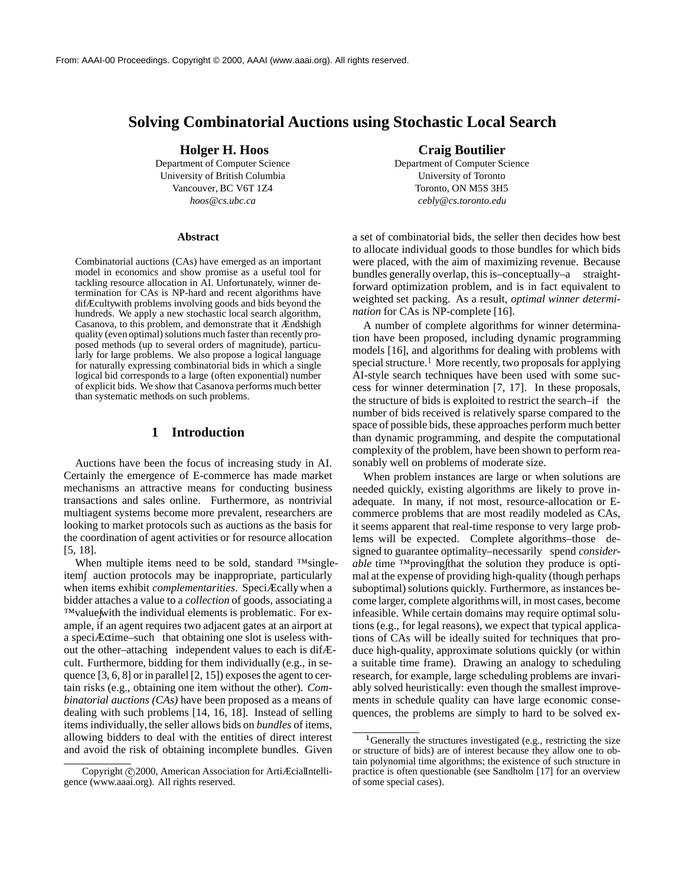From: AAAI-00 Proceedings. Copyright © 2000, AAAI (www.aaai.org). All rights reserved.

# Solving Combinatorial Auctions using Stochastic Local Search

**Holger H. Hoos**
Department of Computer Science
University of British Columbia
Vancouver, BC V6T 1Z4
*hoos@cs.ubc.ca*

**Craig Boutilier**
Department of Computer Science
University of Toronto
Toronto, ON M5S 3H5
*cebly@cs.toronto.edu*

### Abstract

Combinatorial auctions (CAs) have emerged as an important model in economics and show promise as a useful tool for tackling resource allocation in AI. Unfortunately, winner determination for CAs is NP-hard and recent algorithms have difficulty with problems involving goods and bids beyond the hundreds. We apply a new stochastic local search algorithm, Casanova, to this problem, and demonstrate that it finds high quality (even optimal) solutions much faster than recently proposed methods (up to several orders of magnitude), particularly for large problems. We also propose a logical language for naturally expressing combinatorial bids in which a single logical bid corresponds to a large (often exponential) number of explicit bids. We show that Casanova performs much better than systematic methods on such problems.

## 1 Introduction

Auctions have been the focus of increasing study in AI. Certainly the emergence of E-commerce has made market mechanisms an attractive means for conducting business transactions and sales online. Furthermore, as nontrivial multiagent systems become more prevalent, researchers are looking to market protocols such as auctions as the basis for the coordination of agent activities or for resource allocation [5, 18].

When multiple items need to be sold, standard "single-item" auction protocols may be inappropriate, particularly when items exhibit *complementarities*. Specifically, when a bidder attaches a value to a *collection* of goods, associating a "value" with the individual elements is problematic. For example, if an agent requires two adjacent gates at an airport at a specific time—such that obtaining one slot is useless without the other—attaching independent values to each is difficult. Furthermore, bidding for them individually (e.g., in sequence [3, 6, 8] or in parallel [2, 15]) exposes the agent to certain risks (e.g., obtaining one item without the other). *Combinatorial auctions (CAs)* have been proposed as a means of dealing with such problems [14, 16, 18]. Instead of selling items individually, the seller allows bids on *bundles* of items, allowing bidders to deal with the entities of direct interest and avoid the risk of obtaining incomplete bundles. Given a set of combinatorial bids, the seller then decides how best to allocate individual goods to those bundles for which bids were placed, with the aim of maximizing revenue. Because bundles generally overlap, this is—conceptually—a straightforward optimization problem, and is in fact equivalent to weighted set packing. As a result, *optimal winner determination* for CAs is NP-complete [16].

A number of complete algorithms for winner determination have been proposed, including dynamic programming models [16], and algorithms for dealing with problems with special structure.[1] More recently, two proposals for applying AI-style search techniques have been used with some success for winner determination [7, 17]. In these proposals, the structure of bids is exploited to restrict the search—if the number of bids received is relatively sparse compared to the space of possible bids, these approaches perform much better than dynamic programming, and despite the computational complexity of the problem, have been shown to perform reasonably well on problems of moderate size.

When problem instances are large or when solutions are needed quickly, existing algorithms are likely to prove inadequate. In many, if not most, resource-allocation or E-commerce problems that are most readily modeled as CAs, it seems apparent that real-time response to very large problems will be expected. Complete algorithms—those designed to guarantee optimality—necessarily spend *considerable* time "proving" that the solution they produce is optimal at the expense of providing high-quality (though perhaps suboptimal) solutions quickly. Furthermore, as instances become larger, complete algorithms will, in most cases, become infeasible. While certain domains may require optimal solutions (e.g., for legal reasons), we expect that typical applications of CAs will be ideally suited for techniques that produce high-quality, approximate solutions quickly (or within a suitable time frame). Drawing an analogy to scheduling research, for example, large scheduling problems are invariably solved heuristically: even though the smallest improvements in schedule quality can have large economic consequences, the problems are simply to hard to be solved ex-

[1] Generally the structures investigated (e.g., restricting the size or structure of bids) are of interest because they allow one to obtain polynomial time algorithms; the existence of such structure in practice is often questionable (see Sandholm [17] for an overview of some special cases).

Copyright © 2000, American Association for Artificial Intelligence (www.aaai.org). All rights reserved.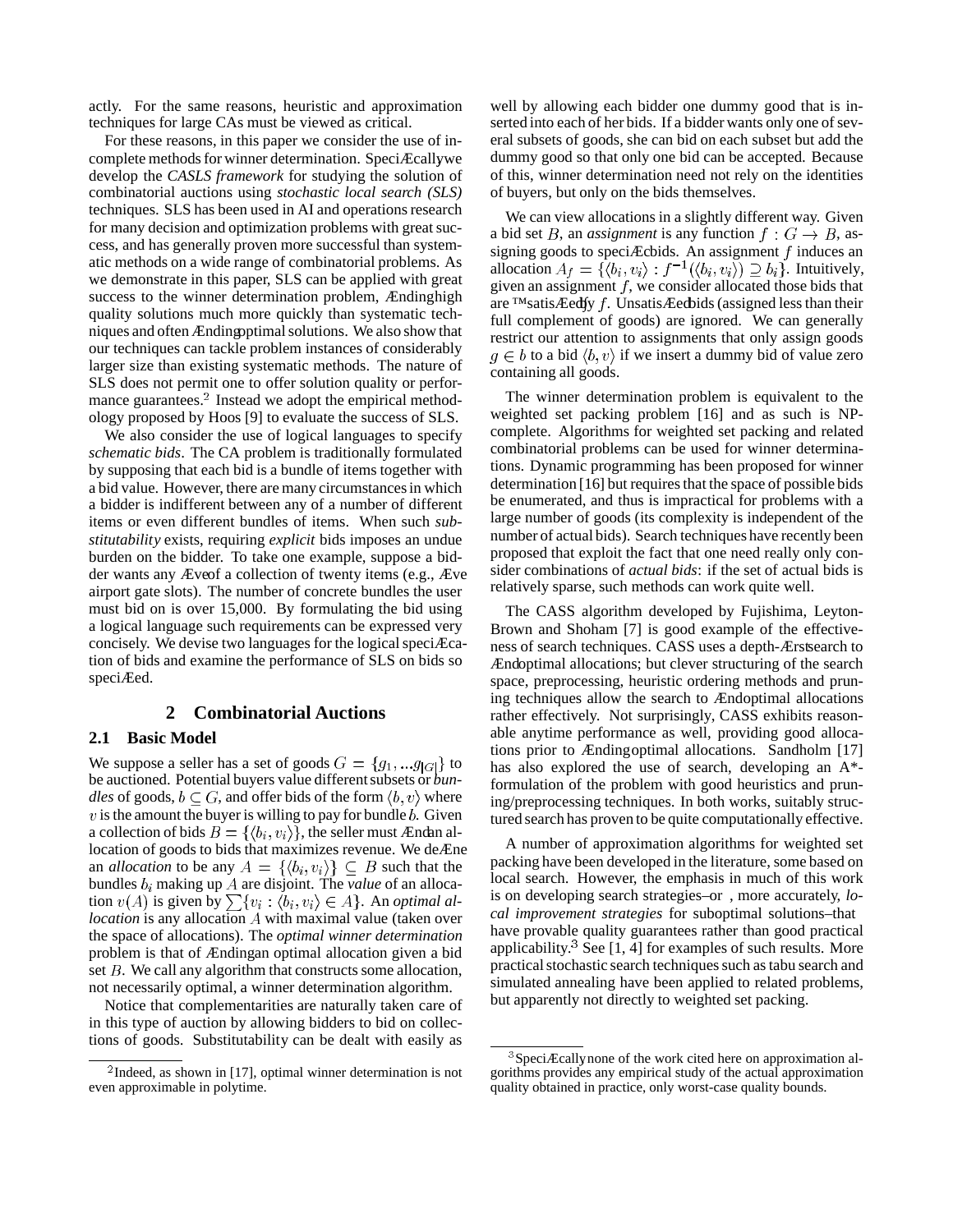actly. For the same reasons, heuristic and approximation techniques for large CAs must be viewed as critical.

For these reasons, in this paper we consider the use of incomplete methods for winner determination. Specifically we develop the *CASLS framework* for studying the solution of combinatorial auctions using *stochastic local search (SLS)* techniques. SLS has been used in AI and operations research for many decision and optimization problems with great success, and has generally proven more successful than systematic methods on a wide range of combinatorial problems. As we demonstrate in this paper, SLS can be applied with great success to the winner determination problem, finding high quality solutions much more quickly than systematic techniques and often finding optimal solutions. We also show that our techniques can tackle problem instances of considerably larger size than existing systematic methods. The nature of SLS does not permit one to offer solution quality or performance guarantees.[2] Instead we adopt the empirical methodology proposed by Hoos [9] to evaluate the success of SLS.

We also consider the use of logical languages to specify *schematic bids*. The CA problem is traditionally formulated by supposing that each bid is a bundle of items together with a bid value. However, there are many circumstances in which a bidder is indifferent between any of a number of different items or even different bundles of items. When such *substitutability* exists, requiring *explicit* bids imposes an undue burden on the bidder. To take one example, suppose a bidder wants any five of a collection of twenty items (e.g., five airport gate slots). The number of concrete bundles the user must bid on is over 15,000. By formulating the bid using a logical language such requirements can be expressed very concisely. We devise two languages for the logical specification of bids and examine the performance of SLS on bids so specified.

## 2 Combinatorial Auctions

### 2.1 Basic Model

We suppose a seller has a set of goods $G = \{g_1, ... g_{|G|}\}$ to be auctioned. Potential buyers value different subsets or *bundles* of goods, $b \subseteq G$, and offer bids of the form $\langle b, v \rangle$ where $v$ is the amount the buyer is willing to pay for bundle $b$. Given a collection of bids $B = \{\langle b_i, v_i \rangle\}$, the seller must find an allocation of goods to bids that maximizes revenue. We define an *allocation* to be any $A = \{\langle b_i, v_i \rangle\} \subseteq B$ such that the bundles $b_i$ making up $A$ are disjoint. The *value* of an allocation $v(A)$ is given by $\sum\{v_i : \langle b_i, v_i \rangle \in A\}$. An *optimal allocation* is any allocation $A$ with maximal value (taken over the space of allocations). The *optimal winner determination* problem is that of finding an optimal allocation given a bid set $B$. We call any algorithm that constructs some allocation, not necessarily optimal, a winner determination algorithm.

Notice that complementarities are naturally taken care of in this type of auction by allowing bidders to bid on collections of goods. Substitutability can be dealt with easily as well by allowing each bidder one dummy good that is inserted into each of her bids. If a bidder wants only one of several subsets of goods, she can bid on each subset but add the dummy good so that only one bid can be accepted. Because of this, winner determination need not rely on the identities of buyers, but only on the bids themselves.

We can view allocations in a slightly different way. Given a bid set $B$, an *assignment* is any function $f : G \rightarrow B$, assigning goods to specific bids. An assignment $f$ induces an allocation $A_f = \{\langle b_i, v_i \rangle : f^{-1}(\langle b_i, v_i \rangle) \supseteq b_i\}$. Intuitively, given an assignment $f$, we consider allocated those bids that are "satisfied" by $f$. Unsatisfied bids (assigned less than their full complement of goods) are ignored. We can generally restrict our attention to assignments that only assign goods $g \in b$ to a bid $\langle b, v \rangle$ if we insert a dummy bid of value zero containing all goods.

The winner determination problem is equivalent to the weighted set packing problem [16] and as such is NP-complete. Algorithms for weighted set packing and related combinatorial problems can be used for winner determinations. Dynamic programming has been proposed for winner determination [16] but requires that the space of possible bids be enumerated, and thus is impractical for problems with a large number of goods (its complexity is independent of the number of actual bids). Search techniques have recently been proposed that exploit the fact that one need really only consider combinations of *actual bids*: if the set of actual bids is relatively sparse, such methods can work quite well.

The CASS algorithm developed by Fujishima, Leyton-Brown and Shoham [7] is good example of the effectiveness of search techniques. CASS uses a depth-first search to find optimal allocations; but clever structuring of the search space, preprocessing, heuristic ordering methods and pruning techniques allow the search to find optimal allocations rather effectively. Not surprisingly, CASS exhibits reasonable anytime performance as well, providing good allocations prior to finding optimal allocations. Sandholm [17] has also explored the use of search, developing an A*-formulation of the problem with good heuristics and pruning/preprocessing techniques. In both works, suitably structured search has proven to be quite computationally effective.

A number of approximation algorithms for weighted set packing have been developed in the literature, some based on local search. However, the emphasis in much of this work is on developing search strategies–or , more accurately, *local improvement strategies* for suboptimal solutions–that have provable quality guarantees rather than good practical applicability.[3] See [1, 4] for examples of such results. More practical stochastic search techniques such as tabu search and simulated annealing have been applied to related problems, but apparently not directly to weighted set packing.

---

[2] Indeed, as shown in [17], optimal winner determination is not even approximable in polytime.

[3] Specifically none of the work cited here on approximation algorithms provides any empirical study of the actual approximation quality obtained in practice, only worst-case quality bounds.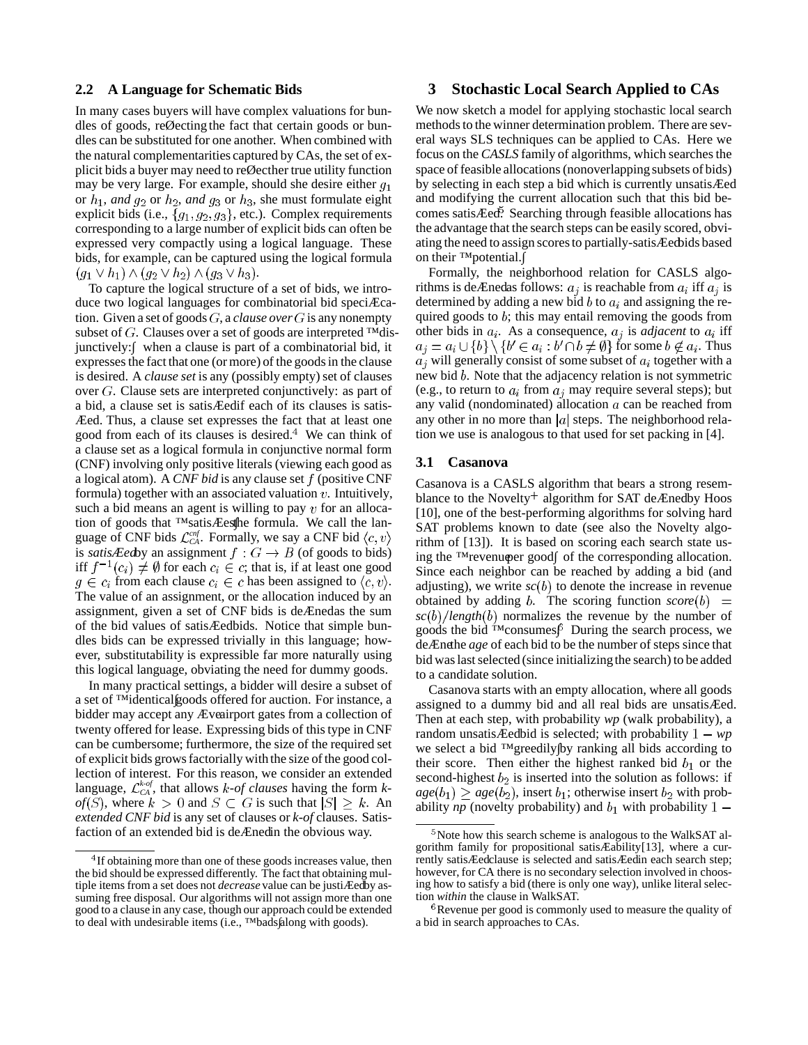## 2.2 A Language for Schematic Bids

In many cases buyers will have complex valuations for bundles of goods, reflecting the fact that certain goods or bundles can be substituted for one another. When combined with the natural complementarities captured by CAs, the set of explicit bids a buyer may need to reflect her true utility function may be very large. For example, should she desire either $g_1$ or $h_1$, *and* $g_2$ or $h_2$, *and* $g_3$ or $h_3$, she must formulate eight explicit bids (i.e., $\{g_1, g_2, g_3\}$, etc.). Complex requirements corresponding to a large number of explicit bids can often be expressed very compactly using a logical language. These bids, for example, can be captured using the logical formula $(g_1 \vee h_1) \wedge (g_2 \vee h_2) \wedge (g_3 \vee h_3)$.

To capture the logical structure of a set of bids, we introduce two logical languages for combinatorial bid specification. Given a set of goods $G$, a *clause over* $G$ is any nonempty subset of $G$. Clauses over a set of goods are interpreted "disjunctively:" when a clause is part of a combinatorial bid, it expresses the fact that one (or more) of the goods in the clause is desired. A *clause set* is any (possibly empty) set of clauses over $G$. Clause sets are interpreted conjunctively: as part of a bid, a clause set is satisfied if each of its clauses is satisfied. Thus, a clause set expresses the fact that at least one good from each of its clauses is desired.[4] We can think of a clause set as a logical formula in conjunctive normal form (CNF) involving only positive literals (viewing each good as a logical atom). A *CNF bid* is any clause set $f$ (positive CNF formula) together with an associated valuation $v$. Intuitively, such a bid means an agent is willing to pay $v$ for an allocation of goods that "satisfies" the formula. We call the language of CNF bids $\mathcal{L}_{CA}^{cnf}$. Formally, we say a CNF bid $\langle c, v\rangle$ is *satisfied* by an assignment $f : G \rightarrow B$ (of goods to bids) iff $f^{-1}(c_i) \neq \emptyset$ for each $c_i \in c$; that is, if at least one good $g \in c_i$ from each clause $c_i \in c$ has been assigned to $\langle c, v\rangle$. The value of an assignment, or the allocation induced by an assignment, given a set of CNF bids is defined as the sum of the bid values of satisfied bids. Notice that simple bundles bids can be expressed trivially in this language; however, substitutability is expressible far more naturally using this logical language, obviating the need for dummy goods.

In many practical settings, a bidder will desire a subset of a set of "identical" goods offered for auction. For instance, a bidder may accept any five airport gates from a collection of twenty offered for lease. Expressing bids of this type in CNF can be cumbersome; furthermore, the size of the required set of explicit bids grows factorially with the size of the good collection of interest. For this reason, we consider an extended language, $\mathcal{L}_{CA}^{k\text{-}of}$, that allows *k-of clauses* having the form *k-of*$(S)$, where $k > 0$ and $S \subset G$ is such that $|S| \geq k$. An *extended CNF bid* is any set of clauses or *k-of* clauses. Satisfaction of an extended bid is defined in the obvious way.

[4] If obtaining more than one of these goods increases value, then the bid should be expressed differently. The fact that obtaining multiple items from a set does not *decrease* value can be justified by assuming free disposal. Our algorithms will not assign more than one good to a clause in any case, though our approach could be extended to deal with undesirable items (i.e., "bads" along with goods).

# 3 Stochastic Local Search Applied to CAs

We now sketch a model for applying stochastic local search methods to the winner determination problem. There are several ways SLS techniques can be applied to CAs. Here we focus on the *CASLS* family of algorithms, which searches the space of feasible allocations (nonoverlapping subsets of bids) by selecting in each step a bid which is currently unsatisfied and modifying the current allocation such that this bid becomes satisfied.[5] Searching through feasible allocations has the advantage that the search steps can be easily scored, obviating the need to assign scores to partially-satisfied bids based on their "potential."

Formally, the neighborhood relation for CASLS algorithms is defined as follows: $a_j$ is reachable from $a_i$ iff $a_j$ is determined by adding a new bid $b$ to $a_i$ and assigning the required goods to $b$; this may entail removing the goods from other bids in $a_i$. As a consequence, $a_j$ is *adjacent* to $a_i$ iff $a_j = a_i \cup \{b\} \setminus \{b' \in a_i : b' \cap b \neq \emptyset\}$ for some $b \notin a_i$. Thus $a_j$ will generally consist of some subset of $a_i$ together with a new bid $b$. Note that the adjacency relation is not symmetric (e.g., to return to $a_i$ from $a_j$ may require several steps); but any valid (nondominated) allocation $a$ can be reached from any other in no more than $|a|$ steps. The neighborhood relation we use is analogous to that used for set packing in [4].

## 3.1 Casanova

Casanova is a CASLS algorithm that bears a strong resemblance to the Novelty$^+$ algorithm for SAT defined by Hoos [10], one of the best-performing algorithms for solving hard SAT problems known to date (see also the Novelty algorithm of [13]). It is based on scoring each search state using the "revenue per good" of the corresponding allocation. Since each neighbor can be reached by adding a bid (and adjusting), we write *sc*$(b)$ to denote the increase in revenue obtained by adding $b$. The scoring function *score*$(b)$ = *sc*$(b)$/*length*$(b)$ normalizes the revenue by the number of goods the bid "consumes."[6] During the search process, we define the *age* of each bid to be the number of steps since that bid was last selected (since initializing the search) to be added to a candidate solution.

Casanova starts with an empty allocation, where all goods assigned to a dummy bid and all real bids are unsatisfied. Then at each step, with probability *wp* (walk probability), a random unsatisfied bid is selected; with probability $1 -$ *wp* we select a bid "greedily" by ranking all bids according to their score. Then either the highest ranked bid $b_1$ or the second-highest $b_2$ is inserted into the solution as follows: if *age*$(b_1) \geq$ *age*$(b_2)$, insert $b_1$; otherwise insert $b_2$ with probability *np* (novelty probability) and $b_1$ with probability $1 -$

[5] Note how this search scheme is analogous to the WalkSAT algorithm family for propositional satisfiability[13], where a currently satisfied clause is selected and satisfied in each search step; however, for CA there is no secondary selection involved in choosing how to satisfy a bid (there is only one way), unlike literal selection *within* the clause in WalkSAT.

[6] Revenue per good is commonly used to measure the quality of a bid in search approaches to CAs.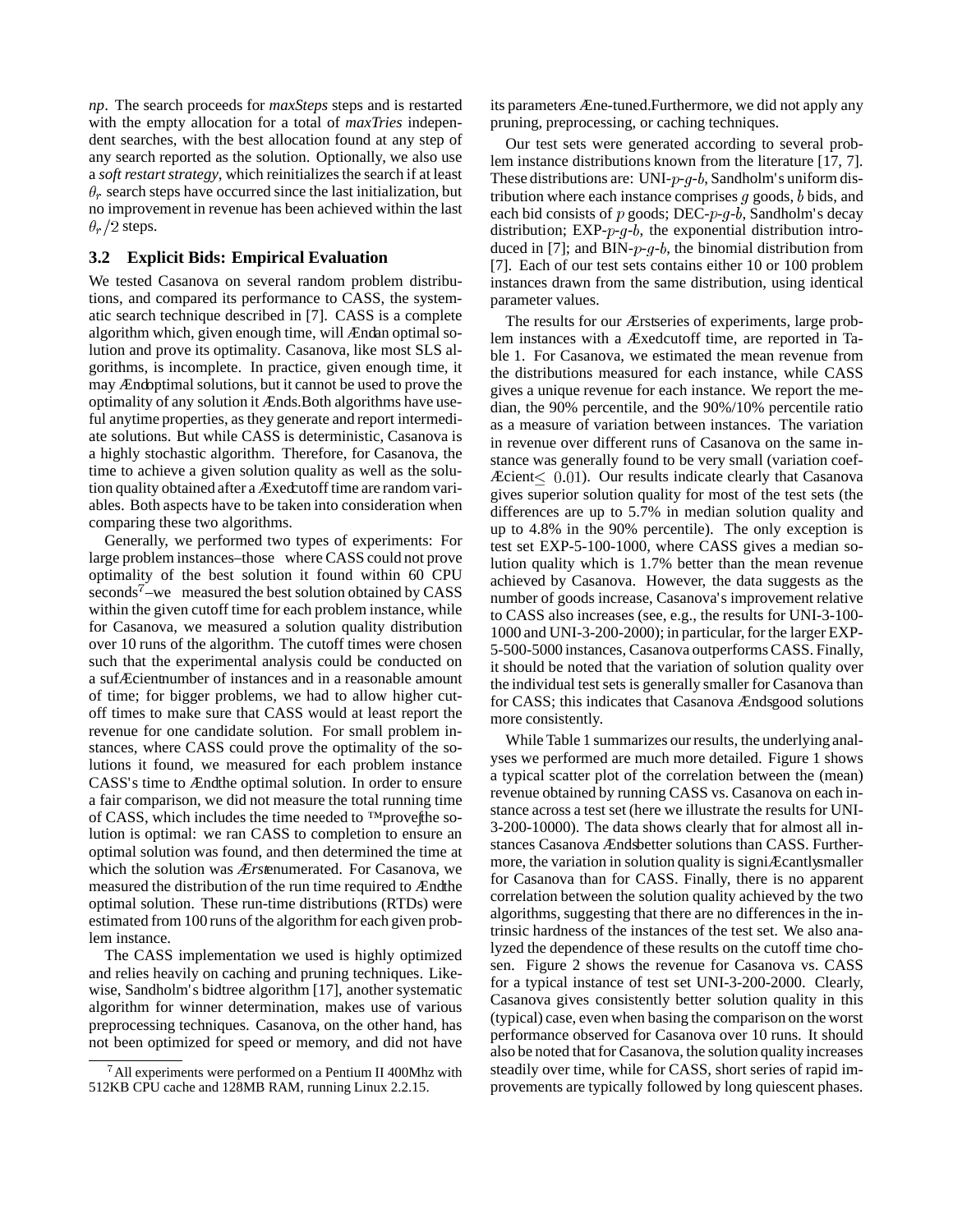*np*. The search proceeds for *maxSteps* steps and is restarted with the empty allocation for a total of *maxTries* independent searches, with the best allocation found at any step of any search reported as the solution. Optionally, we also use a *soft restart strategy*, which reinitializes the search if at least $\theta_r$ search steps have occurred since the last initialization, but no improvement in revenue has been achieved within the last $\theta_r/2$ steps.

### 3.2 Explicit Bids: Empirical Evaluation

We tested Casanova on several random problem distributions, and compared its performance to CASS, the systematic search technique described in [7]. CASS is a complete algorithm which, given enough time, will find an optimal solution and prove its optimality. Casanova, like most SLS algorithms, is incomplete. In practice, given enough time, it may find optimal solutions, but it cannot be used to prove the optimality of any solution it finds. Both algorithms have useful anytime properties, as they generate and report intermediate solutions. But while CASS is deterministic, Casanova is a highly stochastic algorithm. Therefore, for Casanova, the time to achieve a given solution quality as well as the solution quality obtained after a fixed cutoff time are random variables. Both aspects have to be taken into consideration when comparing these two algorithms.

Generally, we performed two types of experiments: For large problem instances–those where CASS could not prove optimality of the best solution it found within 60 CPU seconds[7]–we measured the best solution obtained by CASS within the given cutoff time for each problem instance, while for Casanova, we measured a solution quality distribution over 10 runs of the algorithm. The cutoff times were chosen such that the experimental analysis could be conducted on a sufficient number of instances and in a reasonable amount of time; for bigger problems, we had to allow higher cutoff times to make sure that CASS would at least report the revenue for one candidate solution. For small problem instances, where CASS could prove the optimality of the solutions it found, we measured for each problem instance CASS's time to find the optimal solution. In order to ensure a fair comparison, we did not measure the total running time of CASS, which includes the time needed to "prove" the solution is optimal: we ran CASS to completion to ensure an optimal solution was found, and then determined the time at which the solution was *first* enumerated. For Casanova, we measured the distribution of the run time required to find the optimal solution. These run-time distributions (RTDs) were estimated from 100 runs of the algorithm for each given problem instance.

The CASS implementation we used is highly optimized and relies heavily on caching and pruning techniques. Likewise, Sandholm's bidtree algorithm [17], another systematic algorithm for winner determination, makes use of various preprocessing techniques. Casanova, on the other hand, has not been optimized for speed or memory, and did not have its parameters fine-tuned. Furthermore, we did not apply any pruning, preprocessing, or caching techniques.

Our test sets were generated according to several problem instance distributions known from the literature [17, 7]. These distributions are: UNI-$p$-$g$-$b$, Sandholm's uniform distribution where each instance comprises $g$ goods, $b$ bids, and each bid consists of $p$ goods; DEC-$p$-$g$-$b$, Sandholm's decay distribution; EXP-$p$-$g$-$b$, the exponential distribution introduced in [7]; and BIN-$p$-$g$-$b$, the binomial distribution from [7]. Each of our test sets contains either 10 or 100 problem instances drawn from the same distribution, using identical parameter values.

The results for our first series of experiments, large problem instances with a fixed cutoff time, are reported in Table 1. For Casanova, we estimated the mean revenue from the distributions measured for each instance, while CASS gives a unique revenue for each instance. We report the median, the 90% percentile, and the 90%/10% percentile ratio as a measure of variation between instances. The variation in revenue over different runs of Casanova on the same instance was generally found to be very small (variation coefficient $\leq 0.01$). Our results indicate clearly that Casanova gives superior solution quality for most of the test sets (the differences are up to 5.7% in median solution quality and up to 4.8% in the 90% percentile). The only exception is test set EXP-5-100-1000, where CASS gives a median solution quality which is 1.7% better than the mean revenue achieved by Casanova. However, the data suggests as the number of goods increase, Casanova's improvement relative to CASS also increases (see, e.g., the results for UNI-3-100-1000 and UNI-3-200-2000); in particular, for the larger EXP-5-500-5000 instances, Casanova outperforms CASS. Finally, it should be noted that the variation of solution quality over the individual test sets is generally smaller for Casanova than for CASS; this indicates that Casanova finds good solutions more consistently.

While Table 1 summarizes our results, the underlying analyses we performed are much more detailed. Figure 1 shows a typical scatter plot of the correlation between the (mean) revenue obtained by running CASS vs. Casanova on each instance across a test set (here we illustrate the results for UNI-3-200-10000). The data shows clearly that for almost all instances Casanova finds better solutions than CASS. Furthermore, the variation in solution quality is significantly smaller for Casanova than for CASS. Finally, there is no apparent correlation between the solution quality achieved by the two algorithms, suggesting that there are no differences in the intrinsic hardness of the instances of the test set. We also analyzed the dependence of these results on the cutoff time chosen. Figure 2 shows the revenue for Casanova vs. CASS for a typical instance of test set UNI-3-200-2000. Clearly, Casanova gives consistently better solution quality in this (typical) case, even when basing the comparison on the worst performance observed for Casanova over 10 runs. It should also be noted that for Casanova, the solution quality increases steadily over time, while for CASS, short series of rapid improvements are typically followed by long quiescent phases.

[7] All experiments were performed on a Pentium II 400Mhz with 512KB CPU cache and 128MB RAM, running Linux 2.2.15.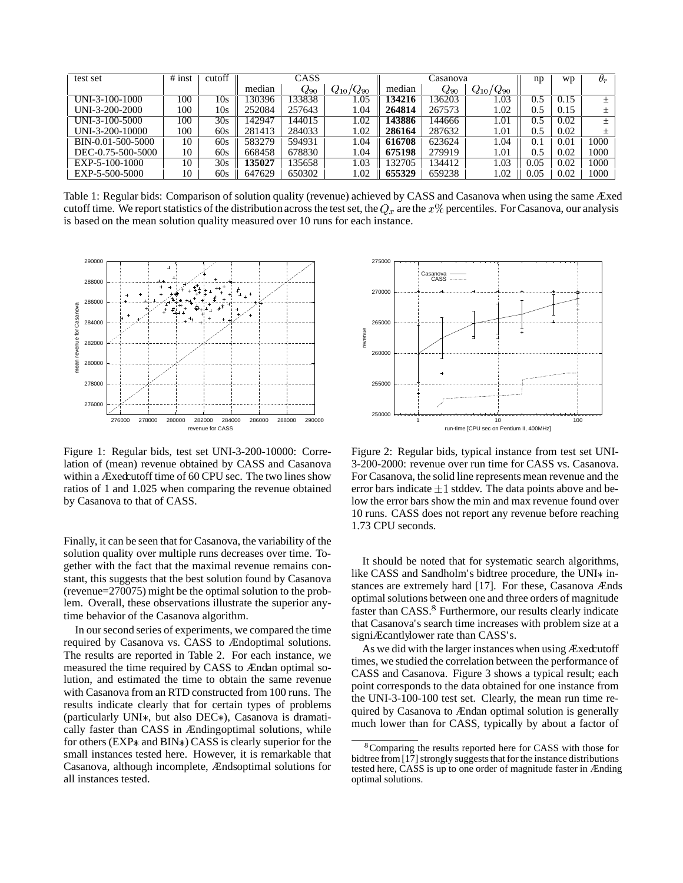| test set | # inst | cutoff | CASS | | | Casanova | | | np | wp | $\theta_r$ |
|---|---|---|---|---|---|---|---|---|---|---|---|
| | | | median | $Q_{90}$ | $Q_{10}/Q_{90}$ | median | $Q_{90}$ | $Q_{10}/Q_{90}$ | | | |
| UNI-3-100-1000 | 100 | 10s | 130396 | 133838 | 1.05 | **134216** | 136203 | 1.03 | 0.5 | 0.15 | ± |
| UNI-3-200-2000 | 100 | 10s | 252084 | 257643 | 1.04 | **264814** | 267573 | 1.02 | 0.5 | 0.15 | ± |
| UNI-3-100-5000 | 100 | 30s | 142947 | 144015 | 1.02 | **143886** | 144666 | 1.01 | 0.5 | 0.02 | ± |
| UNI-3-200-10000 | 100 | 60s | 281413 | 284033 | 1.02 | **286164** | 287632 | 1.01 | 0.5 | 0.02 | ± |
| BIN-0.01-500-5000 | 10 | 60s | 583279 | 594931 | 1.04 | **616708** | 623624 | 1.04 | 0.1 | 0.01 | 1000 |
| DEC-0.75-500-5000 | 10 | 60s | 668458 | 678830 | 1.04 | **675198** | 279919 | 1.01 | 0.5 | 0.02 | 1000 |
| EXP-5-100-1000 | 10 | 30s | **135027** | 135658 | 1.03 | 132705 | 134412 | 1.03 | 0.05 | 0.02 | 1000 |
| EXP-5-500-5000 | 10 | 60s | 647629 | 650302 | 1.02 | **655329** | 659238 | 1.02 | 0.05 | 0.02 | 1000 |

Table 1: Regular bids: Comparison of solution quality (revenue) achieved by CASS and Casanova when using the same fixed cutoff time. We report statistics of the distribution across the test set, the $Q_x$ are the $x\%$ percentiles. For Casanova, our analysis is based on the mean solution quality measured over 10 runs for each instance.

Figure 1: Regular bids, test set UNI-3-200-10000: Correlation of (mean) revenue obtained by CASS and Casanova within a fixed cutoff time of 60 CPU sec. The two lines show ratios of 1 and 1.025 when comparing the revenue obtained by Casanova to that of CASS.

Figure 2: Regular bids, typical instance from test set UNI-3-200-2000: revenue over run time for CASS vs. Casanova. For Casanova, the solid line represents mean revenue and the error bars indicate $\pm 1$ stddev. The data points above and below the error bars show the min and max revenue found over 10 runs. CASS does not report any revenue before reaching 1.73 CPU seconds.

Finally, it can be seen that for Casanova, the variability of the solution quality over multiple runs decreases over time. Together with the fact that the maximal revenue remains constant, this suggests that the best solution found by Casanova (revenue=270075) might be the optimal solution to the problem. Overall, these observations illustrate the superior anytime behavior of the Casanova algorithm.

In our second series of experiments, we compared the time required by Casanova vs. CASS to find optimal solutions. The results are reported in Table 2. For each instance, we measured the time required by CASS to find an optimal solution, and estimated the time to obtain the same revenue with Casanova from an RTD constructed from 100 runs. The results indicate clearly that for certain types of problems (particularly UNI$*$, but also DEC$*$), Casanova is dramatically faster than CASS in finding optimal solutions, while for others (EXP$*$ and BIN$*$) CASS is clearly superior for the small instances tested here. However, it is remarkable that Casanova, although incomplete, finds optimal solutions for all instances tested.

It should be noted that for systematic search algorithms, like CASS and Sandholm's bidtree procedure, the UNI$*$ instances are extremely hard [17]. For these, Casanova finds optimal solutions between one and three orders of magnitude faster than CASS.[8] Furthermore, our results clearly indicate that Casanova's search time increases with problem size at a significantly lower rate than CASS's.

As we did with the larger instances when using fixed cutoff times, we studied the correlation between the performance of CASS and Casanova. Figure 3 shows a typical result; each point corresponds to the data obtained for one instance from the UNI-3-100-100 test set. Clearly, the mean run time required by Casanova to find an optimal solution is generally much lower than for CASS, typically by about a factor of

[8] Comparing the results reported here for CASS with those for bidtree from [17] strongly suggests that for the instance distributions tested here, CASS is up to one order of magnitude faster in finding optimal solutions.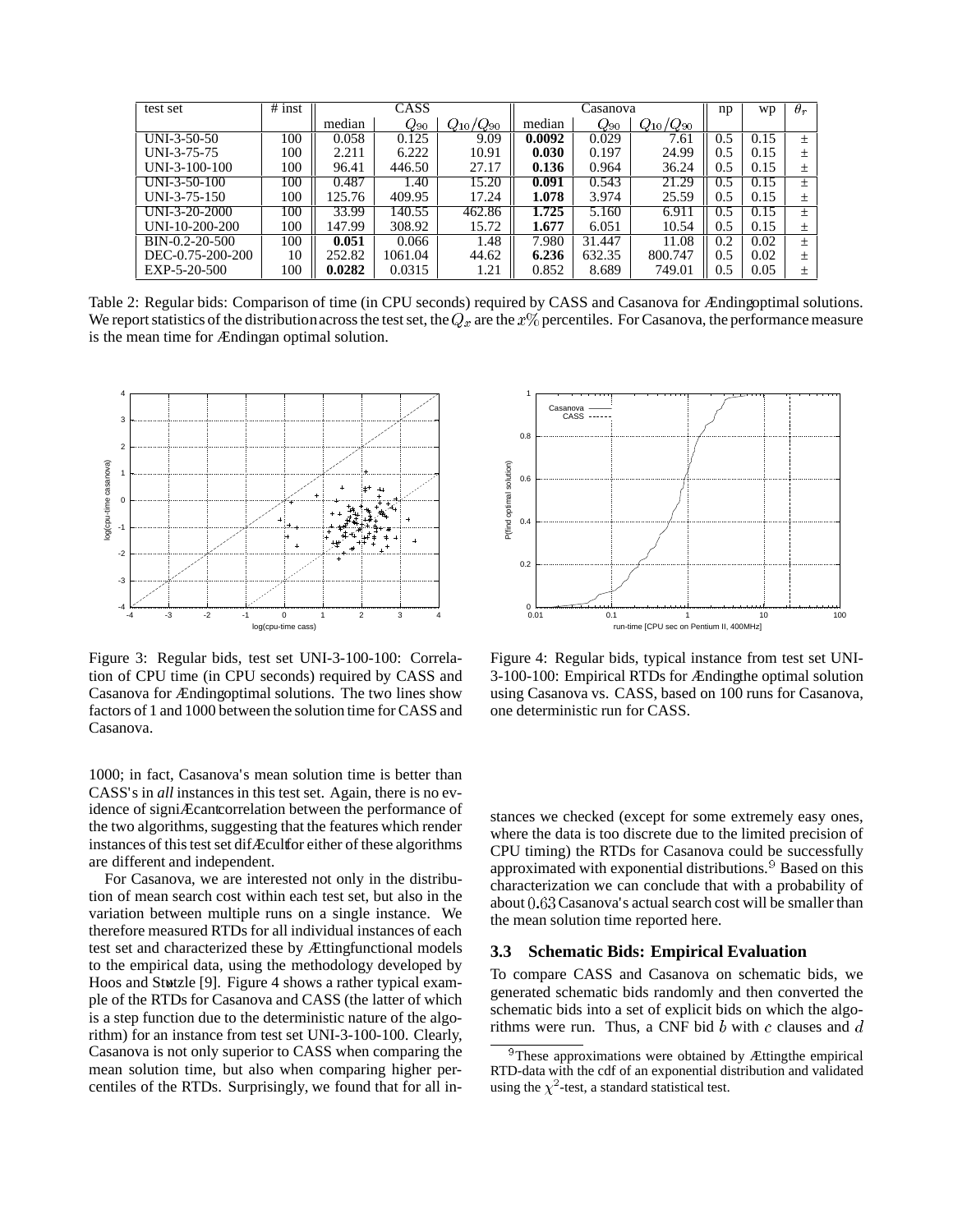| test set | # inst | CASS | | | Casanova | | | np | wp | $\theta_r$ |
|---|---|---|---|---|---|---|---|---|---|---|
| | | median | $Q_{90}$ | $Q_{10}/Q_{90}$ | median | $Q_{90}$ | $Q_{10}/Q_{90}$ | | | |
| UNI-3-50-50 | 100 | 0.058 | 0.125 | 9.09 | **0.0092** | 0.029 | 7.61 | 0.5 | 0.15 | ± |
| UNI-3-75-75 | 100 | 2.211 | 6.222 | 10.91 | **0.030** | 0.197 | 24.99 | 0.5 | 0.15 | ± |
| UNI-3-100-100 | 100 | 96.41 | 446.50 | 27.17 | **0.136** | 0.964 | 36.24 | 0.5 | 0.15 | ± |
| UNI-3-50-100 | 100 | 0.487 | 1.40 | 15.20 | **0.091** | 0.543 | 21.29 | 0.5 | 0.15 | ± |
| UNI-3-75-150 | 100 | 125.76 | 409.95 | 17.24 | **1.078** | 3.974 | 25.59 | 0.5 | 0.15 | ± |
| UNI-3-20-2000 | 100 | 33.99 | 140.55 | 462.86 | **1.725** | 5.160 | 6.911 | 0.5 | 0.15 | ± |
| UNI-10-200-200 | 100 | 147.99 | 308.92 | 15.72 | **1.677** | 6.051 | 10.54 | 0.5 | 0.15 | ± |
| BIN-0.2-20-500 | 100 | **0.051** | 0.066 | 1.48 | 7.980 | 31.447 | 11.08 | 0.2 | 0.02 | ± |
| DEC-0.75-200-200 | 10 | 252.82 | 1061.04 | 44.62 | **6.236** | 632.35 | 800.747 | 0.5 | 0.02 | ± |
| EXP-5-20-500 | 100 | **0.0282** | 0.0315 | 1.21 | 0.852 | 8.689 | 749.01 | 0.5 | 0.05 | ± |

Table 2: Regular bids: Comparison of time (in CPU seconds) required by CASS and Casanova for finding optimal solutions. We report statistics of the distribution across the test set, the $Q_x$ are the $x\%$ percentiles. For Casanova, the performance measure is the mean time for finding an optimal solution.

Figure 3: Regular bids, test set UNI-3-100-100: Correlation of CPU time (in CPU seconds) required by CASS and Casanova for finding optimal solutions. The two lines show factors of 1 and 1000 between the solution time for CASS and Casanova.

Figure 4: Regular bids, typical instance from test set UNI-3-100-100: Empirical RTDs for finding the optimal solution using Casanova vs. CASS, based on 100 runs for Casanova, one deterministic run for CASS.

1000; in fact, Casanova's mean solution time is better than CASS's in *all* instances in this test set. Again, there is no evidence of significant correlation between the performance of the two algorithms, suggesting that the features which render instances of this test set difficult for either of these algorithms are different and independent.

For Casanova, we are interested not only in the distribution of mean search cost within each test set, but also in the variation between multiple runs on a single instance. We therefore measured RTDs for all individual instances of each test set and characterized these by fitting functional models to the empirical data, using the methodology developed by Hoos and Stützle [9]. Figure 4 shows a rather typical example of the RTDs for Casanova and CASS (the latter of which is a step function due to the deterministic nature of the algorithm) for an instance from test set UNI-3-100-100. Clearly, Casanova is not only superior to CASS when comparing the mean solution time, but also when comparing higher percentiles of the RTDs. Surprisingly, we found that for all instances we checked (except for some extremely easy ones, where the data is too discrete due to the limited precision of CPU timing) the RTDs for Casanova could be successfully approximated with exponential distributions.[9] Based on this characterization we can conclude that with a probability of about $0.63$ Casanova's actual search cost will be smaller than the mean solution time reported here.

### 3.3 Schematic Bids: Empirical Evaluation

To compare CASS and Casanova on schematic bids, we generated schematic bids randomly and then converted the schematic bids into a set of explicit bids on which the algorithms were run. Thus, a CNF bid $b$ with $c$ clauses and $d$

[9] These approximations were obtained by fitting the empirical RTD-data with the cdf of an exponential distribution and validated using the $\chi^2$-test, a standard statistical test.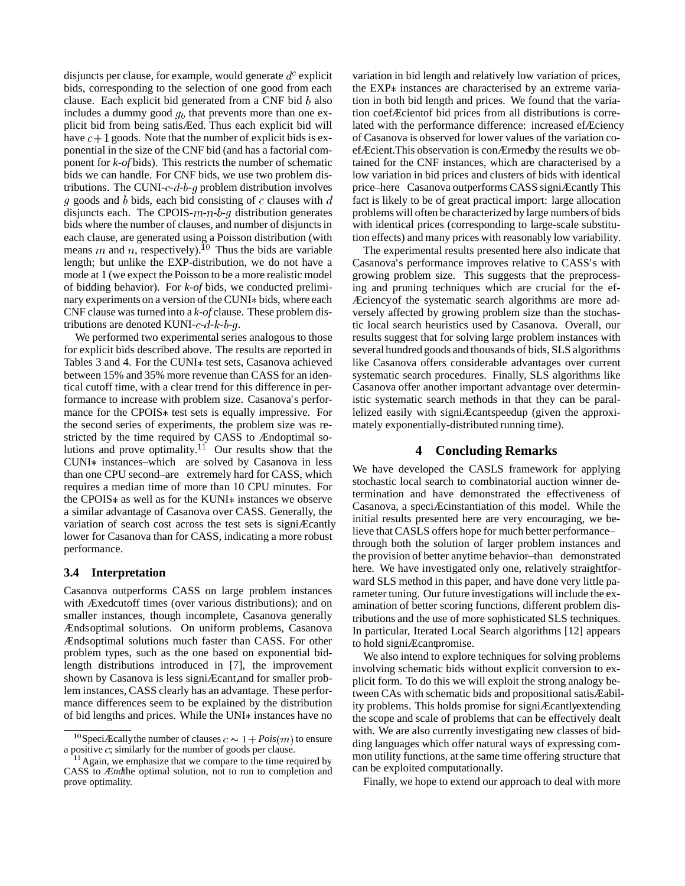disjuncts per clause, for example, would generate $d^c$ explicit bids, corresponding to the selection of one good from each clause. Each explicit bid generated from a CNF bid $b$ also includes a dummy good $g_b$ that prevents more than one explicit bid from being satisfied. Thus each explicit bid will have $c+1$ goods. Note that the number of explicit bids is exponential in the size of the CNF bid (and has a factorial component for *k-of* bids). This restricts the number of schematic bids we can handle. For CNF bids, we use two problem distributions. The CUNI-$c$-$d$-$b$-$g$ problem distribution involves $g$ goods and $b$ bids, each bid consisting of $c$ clauses with $d$ disjuncts each. The CPOIS-$m$-$n$-$b$-$g$ distribution generates bids where the number of clauses, and number of disjuncts in each clause, are generated using a Poisson distribution (with means $m$ and $n$, respectively).[10] Thus the bids are variable length; but unlike the EXP-distribution, we do not have a mode at 1 (we expect the Poisson to be a more realistic model of bidding behavior). For *k-of* bids, we conducted preliminary experiments on a version of the CUNI∗ bids, where each CNF clause was turned into a *k-of* clause. These problem distributions are denoted KUNI-$c$-$d$-$k$-$b$-$g$.

We performed two experimental series analogous to those for explicit bids described above. The results are reported in Tables 3 and 4. For the CUNI∗ test sets, Casanova achieved between 15% and 35% more revenue than CASS for an identical cutoff time, with a clear trend for this difference in performance to increase with problem size. Casanova's performance for the CPOIS∗ test sets is equally impressive. For the second series of experiments, the problem size was restricted by the time required by CASS to find optimal solutions and prove optimality.[11] Our results show that the CUNI∗ instances–which are solved by Casanova in less than one CPU second–are extremely hard for CASS, which requires a median time of more than 10 CPU minutes. For the CPOIS∗ as well as for the KUNI∗ instances we observe a similar advantage of Casanova over CASS. Generally, the variation of search cost across the test sets is significantly lower for Casanova than for CASS, indicating a more robust performance.

### 3.4 Interpretation

Casanova outperforms CASS on large problem instances with fixed cutoff times (over various distributions); and on smaller instances, though incomplete, Casanova generally finds optimal solutions. On uniform problems, Casanova finds optimal solutions much faster than CASS. For other problem types, such as the one based on exponential bid-length distributions introduced in [7], the improvement shown by Casanova is less significant, and for smaller problem instances, CASS clearly has an advantage. These performance differences seem to be explained by the distribution of bid lengths and prices. While the UNI∗ instances have no variation in bid length and relatively low variation of prices, the EXP∗ instances are characterised by an extreme variation in both bid length and prices. We found that the variation coefficient of bid prices from all distributions is correlated with the performance difference: increased efficiency of Casanova is observed for lower values of the variation coefficient. This observation is confirmed by the results we obtained for the CNF instances, which are characterised by a low variation in bid prices and clusters of bids with identical price–here Casanova outperforms CASS significantly. This fact is likely to be of great practical import: large allocation problems will often be characterized by large numbers of bids with identical prices (corresponding to large-scale substitution effects) and many prices with reasonably low variability.

The experimental results presented here also indicate that Casanova's performance improves relative to CASS's with growing problem size. This suggests that the preprocessing and pruning techniques which are crucial for the efficiency of the systematic search algorithms are more adversely affected by growing problem size than the stochastic local search heuristics used by Casanova. Overall, our results suggest that for solving large problem instances with several hundred goods and thousands of bids, SLS algorithms like Casanova offers considerable advantages over current systematic search procedures. Finally, SLS algorithms like Casanova offer another important advantage over deterministic systematic search methods in that they can be parallelized easily with significant speedup (given the approximately exponentially-distributed running time).

## 4 Concluding Remarks

We have developed the CASLS framework for applying stochastic local search to combinatorial auction winner determination and have demonstrated the effectiveness of Casanova, a specific instantiation of this model. While the initial results presented here are very encouraging, we believe that CASLS offers hope for much better performance–through both the solution of larger problem instances and the provision of better anytime behavior–than demonstrated here. We have investigated only one, relatively straightforward SLS method in this paper, and have done very little parameter tuning. Our future investigations will include the examination of better scoring functions, different problem distributions and the use of more sophisticated SLS techniques. In particular, Iterated Local Search algorithms [12] appears to hold significant promise.

We also intend to explore techniques for solving problems involving schematic bids without explicit conversion to explicit form. To do this we will exploit the strong analogy between CAs with schematic bids and propositional satisfiability problems. This holds promise for significantly extending the scope and scale of problems that can be effectively dealt with. We are also currently investigating new classes of bidding languages which offer natural ways of expressing common utility functions, at the same time offering structure that can be exploited computationally.

Finally, we hope to extend our approach to deal with more

---

[10] Specifically the number of clauses $c \sim 1 + Pois(m)$ to ensure a positive $c$; similarly for the number of goods per clause.

[11] Again, we emphasize that we compare to the time required by CASS to *find* the optimal solution, not to run to completion and prove optimality.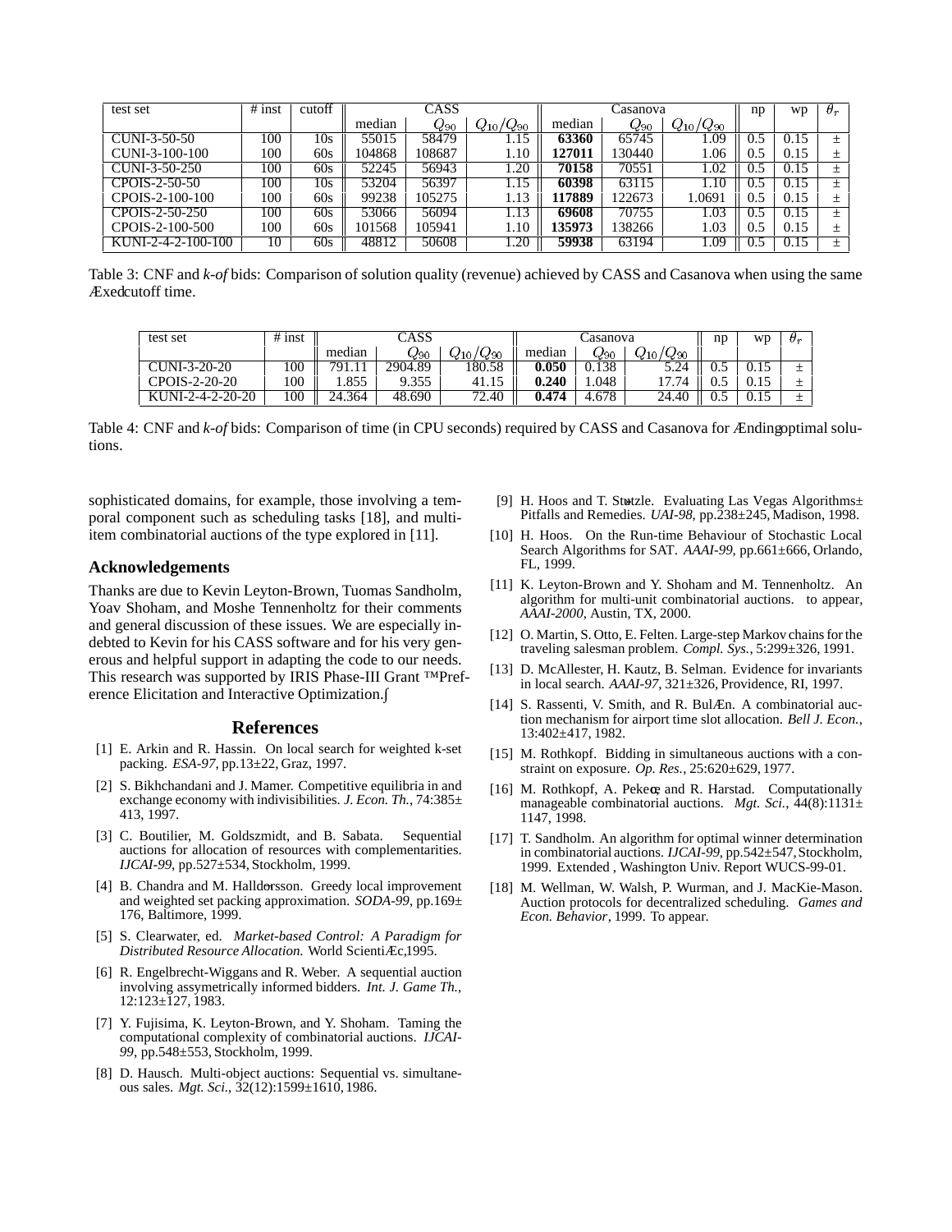| test set | # inst | cutoff | CASS | | | Casanova | | | np | wp | $\theta_r$ |
|---|---|---|---|---|---|---|---|---|---|---|---|
| | | | median | $Q_{90}$ | $Q_{10}/Q_{90}$ | median | $Q_{90}$ | $Q_{10}/Q_{90}$ | | | |
| CUNI-3-50-50 | 100 | 10s | 55015 | 58479 | 1.15 | **63360** | 65745 | 1.09 | 0.5 | 0.15 | ± |
| CUNI-3-100-100 | 100 | 60s | 104868 | 108687 | 1.10 | **127011** | 130440 | 1.06 | 0.5 | 0.15 | ± |
| CUNI-3-50-250 | 100 | 60s | 52245 | 56943 | 1.20 | **70158** | 70551 | 1.02 | 0.5 | 0.15 | ± |
| CPOIS-2-50-50 | 100 | 10s | 53204 | 56397 | 1.15 | **60398** | 63115 | 1.10 | 0.5 | 0.15 | ± |
| CPOIS-2-100-100 | 100 | 60s | 99238 | 105275 | 1.13 | **117889** | 122673 | 1.0691 | 0.5 | 0.15 | ± |
| CPOIS-2-50-250 | 100 | 60s | 53066 | 56094 | 1.13 | **69608** | 70755 | 1.03 | 0.5 | 0.15 | ± |
| CPOIS-2-100-500 | 100 | 60s | 101568 | 105941 | 1.10 | **135973** | 138266 | 1.03 | 0.5 | 0.15 | ± |
| KUNI-2-4-2-100-100 | 10 | 60s | 48812 | 50608 | 1.20 | **59938** | 63194 | 1.09 | 0.5 | 0.15 | ± |

Table 3: CNF and *k-of* bids: Comparison of solution quality (revenue) achieved by CASS and Casanova when using the same Æxedcutoff time.

| test set | # inst | CASS | | | Casanova | | | np | wp | $\theta_r$ |
|---|---|---|---|---|---|---|---|---|---|---|
| | | median | $Q_{90}$ | $Q_{10}/Q_{90}$ | median | $Q_{90}$ | $Q_{10}/Q_{90}$ | | | |
| CUNI-3-20-20 | 100 | 791.11 | 2904.89 | 180.58 | **0.050** | 0.138 | 5.24 | 0.5 | 0.15 | ± |
| CPOIS-2-20-20 | 100 | 1.855 | 9.355 | 41.15 | **0.240** | 1.048 | 17.74 | 0.5 | 0.15 | ± |
| KUNI-2-4-2-20-20 | 100 | 24.364 | 48.690 | 72.40 | **0.474** | 4.678 | 24.40 | 0.5 | 0.15 | ± |

Table 4: CNF and *k-of* bids: Comparison of time (in CPU seconds) required by CASS and Casanova for Ændingoptimal solutions.

sophisticated domains, for example, those involving a temporal component such as scheduling tasks [18], and multi-item combinatorial auctions of the type explored in [11].

### Acknowledgements

Thanks are due to Kevin Leyton-Brown, Tuomas Sandholm, Yoav Shoham, and Moshe Tennenholtz for their comments and general discussion of these issues. We are especially indebted to Kevin for his CASS software and for his very generous and helpful support in adapting the code to our needs. This research was supported by IRIS Phase-III Grant ™Preference Elicitation and Interactive Optimization.∫

## References

[1] E. Arkin and R. Hassin. On local search for weighted k-set packing. *ESA-97*, pp.13±22, Graz, 1997.

[2] S. Bikhchandani and J. Mamer. Competitive equilibria in and exchange economy with indivisibilities. *J. Econ. Th.*, 74:385±413, 1997.

[3] C. Boutilier, M. Goldszmidt, and B. Sabata. Sequential auctions for allocation of resources with complementarities. *IJCAI-99*, pp.527±534, Stockholm, 1999.

[4] B. Chandra and M. Halldorsson. Greedy local improvement and weighted set packing approximation. *SODA-99*, pp.169±176, Baltimore, 1999.

[5] S. Clearwater, ed. *Market-based Control: A Paradigm for Distributed Resource Allocation.* World ScientiÆc,1995.

[6] R. Engelbrecht-Wiggans and R. Weber. A sequential auction involving assymetrically informed bidders. *Int. J. Game Th.*, 12:123±127, 1983.

[7] Y. Fujisima, K. Leyton-Brown, and Y. Shoham. Taming the computational complexity of combinatorial auctions. *IJCAI-99*, pp.548±553, Stockholm, 1999.

[8] D. Hausch. Multi-object auctions: Sequential vs. simultaneous sales. *Mgt. Sci.*, 32(12):1599±1610, 1986.

[9] H. Hoos and T. Stutzle. Evaluating Las Vegas Algorithms± Pitfalls and Remedies. *UAI-98*, pp.238±245, Madison, 1998.

[10] H. Hoos. On the Run-time Behaviour of Stochastic Local Search Algorithms for SAT. *AAAI-99*, pp.661±666, Orlando, FL, 1999.

[11] K. Leyton-Brown and Y. Shoham and M. Tennenholtz. An algorithm for multi-unit combinatorial auctions. to appear, *AAAI-2000*, Austin, TX, 2000.

[12] O. Martin, S. Otto, E. Felten. Large-step Markov chains for the traveling salesman problem. *Compl. Sys.*, 5:299±326, 1991.

[13] D. McAllester, H. Kautz, B. Selman. Evidence for invariants in local search. *AAAI-97*, 321±326, Providence, RI, 1997.

[14] S. Rassenti, V. Smith, and R. BulÆn. A combinatorial auction mechanism for airport time slot allocation. *Bell J. Econ.*, 13:402±417, 1982.

[15] M. Rothkopf. Bidding in simultaneous auctions with a constraint on exposure. *Op. Res.*, 25:620±629, 1977.

[16] M. Rothkopf, A. Pekec, and R. Harstad. Computationally manageable combinatorial auctions. *Mgt. Sci.*, 44(8):1131±1147, 1998.

[17] T. Sandholm. An algorithm for optimal winner determination in combinatorial auctions. *IJCAI-99*, pp.542±547, Stockholm, 1999. Extended , Washington Univ. Report WUCS-99-01.

[18] M. Wellman, W. Walsh, P. Wurman, and J. MacKie-Mason. Auction protocols for decentralized scheduling. *Games and Econ. Behavior*, 1999. To appear.